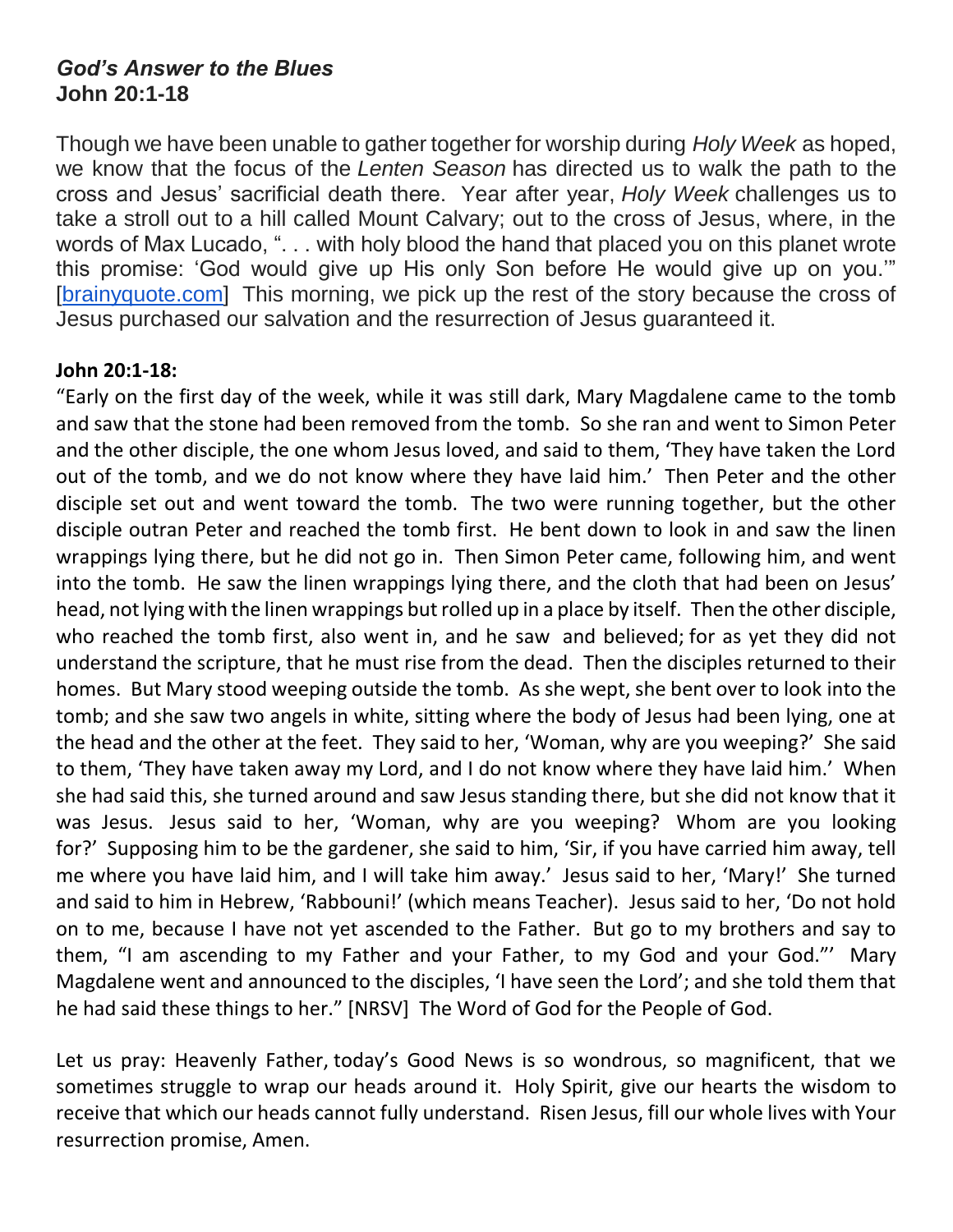***God's Answer to the Blues***
**John 20:1-18**

Though we have been unable to gather together for worship during *Holy Week* as hoped, we know that the focus of the *Lenten Season* has directed us to walk the path to the cross and Jesus' sacrificial death there. Year after year, *Holy Week* challenges us to take a stroll out to a hill called Mount Calvary; out to the cross of Jesus, where, in the words of Max Lucado, ". . . with holy blood the hand that placed you on this planet wrote this promise: 'God would give up His only Son before He would give up on you.'" [brainyquote.com] This morning, we pick up the rest of the story because the cross of Jesus purchased our salvation and the resurrection of Jesus guaranteed it.

**John 20:1-18:**

"Early on the first day of the week, while it was still dark, Mary Magdalene came to the tomb and saw that the stone had been removed from the tomb. So she ran and went to Simon Peter and the other disciple, the one whom Jesus loved, and said to them, 'They have taken the Lord out of the tomb, and we do not know where they have laid him.' Then Peter and the other disciple set out and went toward the tomb. The two were running together, but the other disciple outran Peter and reached the tomb first. He bent down to look in and saw the linen wrappings lying there, but he did not go in. Then Simon Peter came, following him, and went into the tomb. He saw the linen wrappings lying there, and the cloth that had been on Jesus' head, not lying with the linen wrappings but rolled up in a place by itself. Then the other disciple, who reached the tomb first, also went in, and he saw and believed; for as yet they did not understand the scripture, that he must rise from the dead. Then the disciples returned to their homes. But Mary stood weeping outside the tomb. As she wept, she bent over to look into the tomb; and she saw two angels in white, sitting where the body of Jesus had been lying, one at the head and the other at the feet. They said to her, 'Woman, why are you weeping?' She said to them, 'They have taken away my Lord, and I do not know where they have laid him.' When she had said this, she turned around and saw Jesus standing there, but she did not know that it was Jesus. Jesus said to her, 'Woman, why are you weeping? Whom are you looking for?' Supposing him to be the gardener, she said to him, 'Sir, if you have carried him away, tell me where you have laid him, and I will take him away.' Jesus said to her, 'Mary!' She turned and said to him in Hebrew, 'Rabbouni!' (which means Teacher). Jesus said to her, 'Do not hold on to me, because I have not yet ascended to the Father. But go to my brothers and say to them, "I am ascending to my Father and your Father, to my God and your God."' Mary Magdalene went and announced to the disciples, 'I have seen the Lord'; and she told them that he had said these things to her." [NRSV] The Word of God for the People of God.

Let us pray: Heavenly Father, today's Good News is so wondrous, so magnificent, that we sometimes struggle to wrap our heads around it. Holy Spirit, give our hearts the wisdom to receive that which our heads cannot fully understand. Risen Jesus, fill our whole lives with Your resurrection promise, Amen.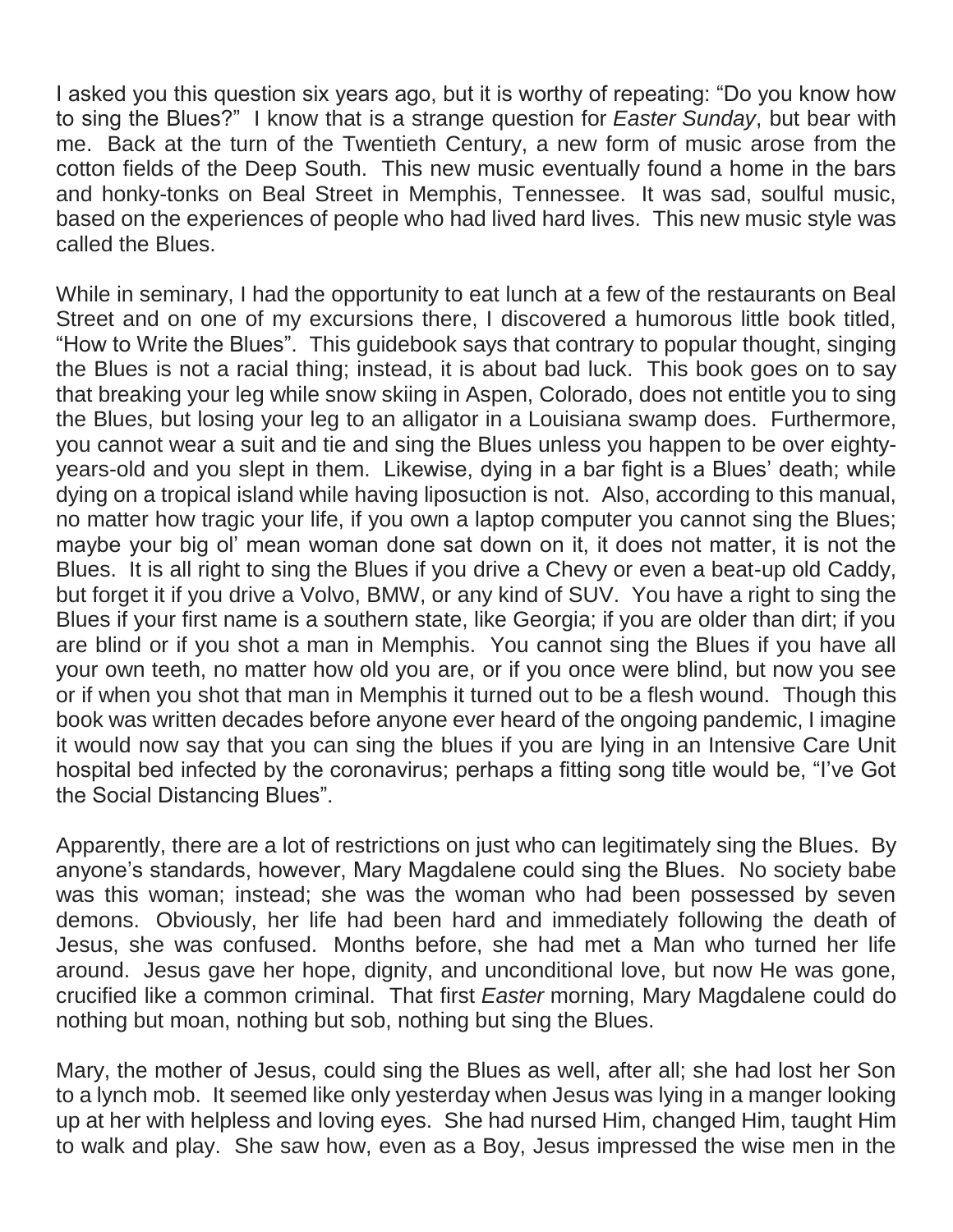I asked you this question six years ago, but it is worthy of repeating: "Do you know how to sing the Blues?" I know that is a strange question for *Easter Sunday*, but bear with me. Back at the turn of the Twentieth Century, a new form of music arose from the cotton fields of the Deep South. This new music eventually found a home in the bars and honky-tonks on Beal Street in Memphis, Tennessee. It was sad, soulful music, based on the experiences of people who had lived hard lives. This new music style was called the Blues.

While in seminary, I had the opportunity to eat lunch at a few of the restaurants on Beal Street and on one of my excursions there, I discovered a humorous little book titled, "How to Write the Blues". This guidebook says that contrary to popular thought, singing the Blues is not a racial thing; instead, it is about bad luck. This book goes on to say that breaking your leg while snow skiing in Aspen, Colorado, does not entitle you to sing the Blues, but losing your leg to an alligator in a Louisiana swamp does. Furthermore, you cannot wear a suit and tie and sing the Blues unless you happen to be over eighty-years-old and you slept in them. Likewise, dying in a bar fight is a Blues' death; while dying on a tropical island while having liposuction is not. Also, according to this manual, no matter how tragic your life, if you own a laptop computer you cannot sing the Blues; maybe your big ol' mean woman done sat down on it, it does not matter, it is not the Blues. It is all right to sing the Blues if you drive a Chevy or even a beat-up old Caddy, but forget it if you drive a Volvo, BMW, or any kind of SUV. You have a right to sing the Blues if your first name is a southern state, like Georgia; if you are older than dirt; if you are blind or if you shot a man in Memphis. You cannot sing the Blues if you have all your own teeth, no matter how old you are, or if you once were blind, but now you see or if when you shot that man in Memphis it turned out to be a flesh wound. Though this book was written decades before anyone ever heard of the ongoing pandemic, I imagine it would now say that you can sing the blues if you are lying in an Intensive Care Unit hospital bed infected by the coronavirus; perhaps a fitting song title would be, "I've Got the Social Distancing Blues".

Apparently, there are a lot of restrictions on just who can legitimately sing the Blues. By anyone's standards, however, Mary Magdalene could sing the Blues. No society babe was this woman; instead; she was the woman who had been possessed by seven demons. Obviously, her life had been hard and immediately following the death of Jesus, she was confused. Months before, she had met a Man who turned her life around. Jesus gave her hope, dignity, and unconditional love, but now He was gone, crucified like a common criminal. That first *Easter* morning, Mary Magdalene could do nothing but moan, nothing but sob, nothing but sing the Blues.

Mary, the mother of Jesus, could sing the Blues as well, after all; she had lost her Son to a lynch mob. It seemed like only yesterday when Jesus was lying in a manger looking up at her with helpless and loving eyes. She had nursed Him, changed Him, taught Him to walk and play. She saw how, even as a Boy, Jesus impressed the wise men in the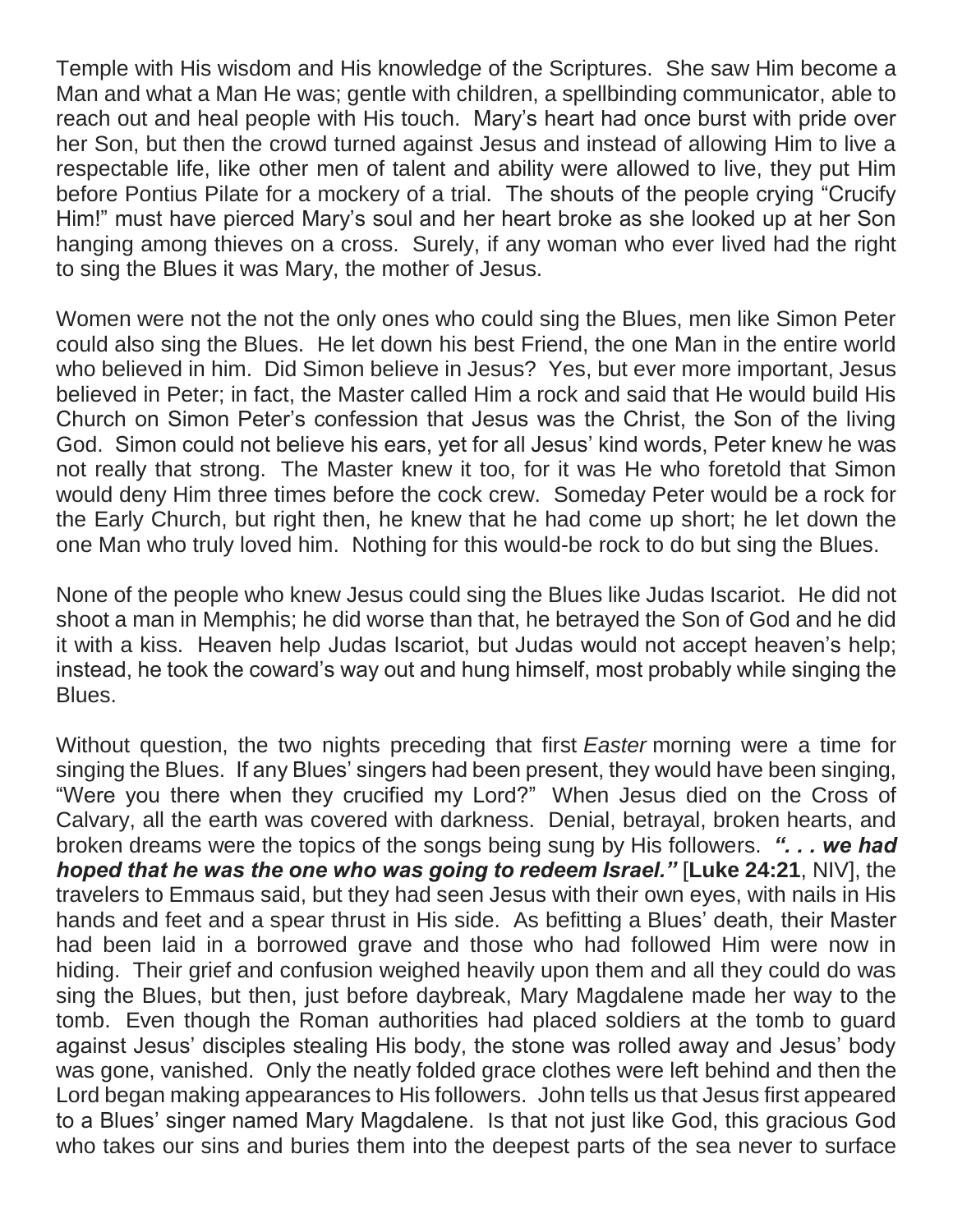Temple with His wisdom and His knowledge of the Scriptures. She saw Him become a Man and what a Man He was; gentle with children, a spellbinding communicator, able to reach out and heal people with His touch. Mary's heart had once burst with pride over her Son, but then the crowd turned against Jesus and instead of allowing Him to live a respectable life, like other men of talent and ability were allowed to live, they put Him before Pontius Pilate for a mockery of a trial. The shouts of the people crying "Crucify Him!" must have pierced Mary's soul and her heart broke as she looked up at her Son hanging among thieves on a cross. Surely, if any woman who ever lived had the right to sing the Blues it was Mary, the mother of Jesus.

Women were not the not the only ones who could sing the Blues, men like Simon Peter could also sing the Blues. He let down his best Friend, the one Man in the entire world who believed in him. Did Simon believe in Jesus? Yes, but ever more important, Jesus believed in Peter; in fact, the Master called Him a rock and said that He would build His Church on Simon Peter's confession that Jesus was the Christ, the Son of the living God. Simon could not believe his ears, yet for all Jesus' kind words, Peter knew he was not really that strong. The Master knew it too, for it was He who foretold that Simon would deny Him three times before the cock crew. Someday Peter would be a rock for the Early Church, but right then, he knew that he had come up short; he let down the one Man who truly loved him. Nothing for this would-be rock to do but sing the Blues.

None of the people who knew Jesus could sing the Blues like Judas Iscariot. He did not shoot a man in Memphis; he did worse than that, he betrayed the Son of God and he did it with a kiss. Heaven help Judas Iscariot, but Judas would not accept heaven's help; instead, he took the coward's way out and hung himself, most probably while singing the Blues.

Without question, the two nights preceding that first *Easter* morning were a time for singing the Blues. If any Blues' singers had been present, they would have been singing, "Were you there when they crucified my Lord?" When Jesus died on the Cross of Calvary, all the earth was covered with darkness. Denial, betrayal, broken hearts, and broken dreams were the topics of the songs being sung by His followers. ***". . . we had hoped that he was the one who was going to redeem Israel."*** [**Luke 24:21**, NIV], the travelers to Emmaus said, but they had seen Jesus with their own eyes, with nails in His hands and feet and a spear thrust in His side. As befitting a Blues' death, their Master had been laid in a borrowed grave and those who had followed Him were now in hiding. Their grief and confusion weighed heavily upon them and all they could do was sing the Blues, but then, just before daybreak, Mary Magdalene made her way to the tomb. Even though the Roman authorities had placed soldiers at the tomb to guard against Jesus' disciples stealing His body, the stone was rolled away and Jesus' body was gone, vanished. Only the neatly folded grace clothes were left behind and then the Lord began making appearances to His followers. John tells us that Jesus first appeared to a Blues' singer named Mary Magdalene. Is that not just like God, this gracious God who takes our sins and buries them into the deepest parts of the sea never to surface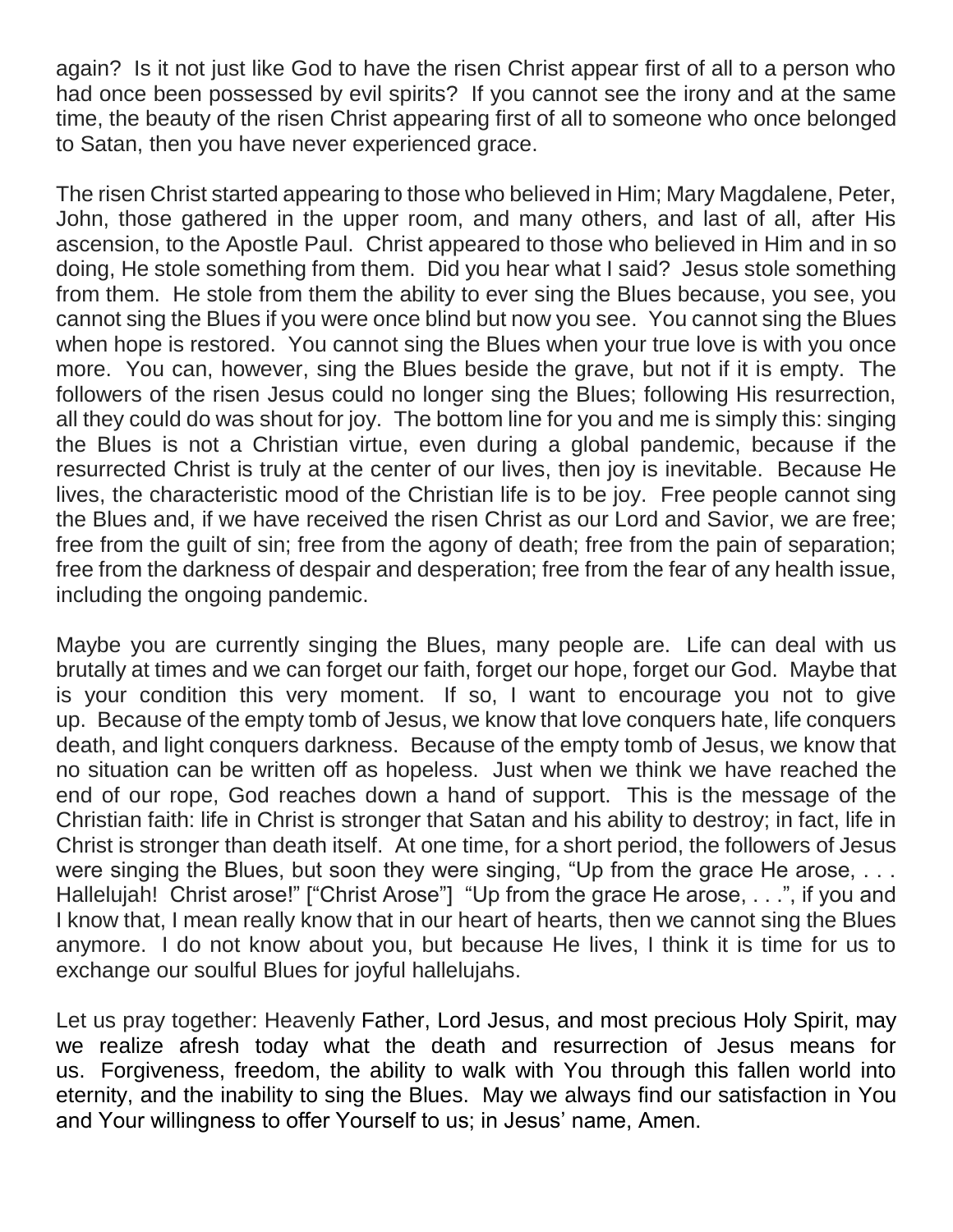again? Is it not just like God to have the risen Christ appear first of all to a person who had once been possessed by evil spirits? If you cannot see the irony and at the same time, the beauty of the risen Christ appearing first of all to someone who once belonged to Satan, then you have never experienced grace.

The risen Christ started appearing to those who believed in Him; Mary Magdalene, Peter, John, those gathered in the upper room, and many others, and last of all, after His ascension, to the Apostle Paul. Christ appeared to those who believed in Him and in so doing, He stole something from them. Did you hear what I said? Jesus stole something from them. He stole from them the ability to ever sing the Blues because, you see, you cannot sing the Blues if you were once blind but now you see. You cannot sing the Blues when hope is restored. You cannot sing the Blues when your true love is with you once more. You can, however, sing the Blues beside the grave, but not if it is empty. The followers of the risen Jesus could no longer sing the Blues; following His resurrection, all they could do was shout for joy. The bottom line for you and me is simply this: singing the Blues is not a Christian virtue, even during a global pandemic, because if the resurrected Christ is truly at the center of our lives, then joy is inevitable. Because He lives, the characteristic mood of the Christian life is to be joy. Free people cannot sing the Blues and, if we have received the risen Christ as our Lord and Savior, we are free; free from the guilt of sin; free from the agony of death; free from the pain of separation; free from the darkness of despair and desperation; free from the fear of any health issue, including the ongoing pandemic.

Maybe you are currently singing the Blues, many people are. Life can deal with us brutally at times and we can forget our faith, forget our hope, forget our God. Maybe that is your condition this very moment. If so, I want to encourage you not to give up. Because of the empty tomb of Jesus, we know that love conquers hate, life conquers death, and light conquers darkness. Because of the empty tomb of Jesus, we know that no situation can be written off as hopeless. Just when we think we have reached the end of our rope, God reaches down a hand of support. This is the message of the Christian faith: life in Christ is stronger that Satan and his ability to destroy; in fact, life in Christ is stronger than death itself. At one time, for a short period, the followers of Jesus were singing the Blues, but soon they were singing, "Up from the grace He arose, . . . Hallelujah! Christ arose!" ["Christ Arose"] "Up from the grace He arose, . . .", if you and I know that, I mean really know that in our heart of hearts, then we cannot sing the Blues anymore. I do not know about you, but because He lives, I think it is time for us to exchange our soulful Blues for joyful hallelujahs.

Let us pray together: Heavenly Father, Lord Jesus, and most precious Holy Spirit, may we realize afresh today what the death and resurrection of Jesus means for us. Forgiveness, freedom, the ability to walk with You through this fallen world into eternity, and the inability to sing the Blues. May we always find our satisfaction in You and Your willingness to offer Yourself to us; in Jesus' name, Amen.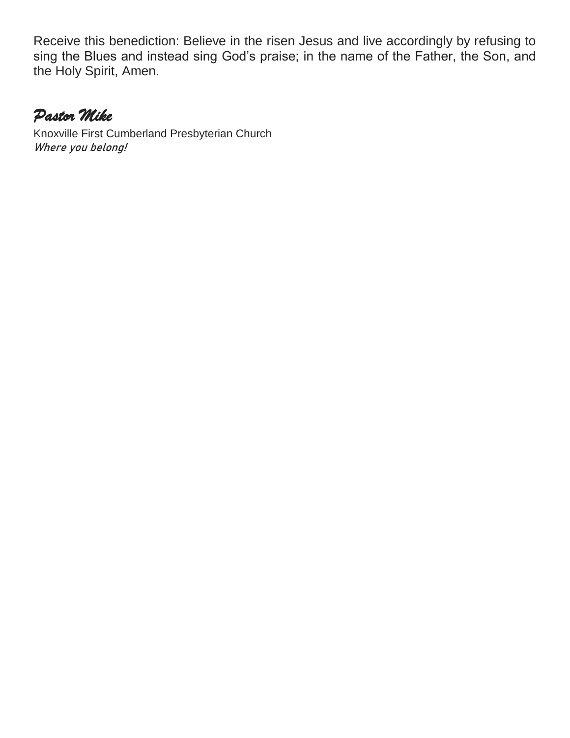Receive this benediction: Believe in the risen Jesus and live accordingly by refusing to sing the Blues and instead sing God's praise; in the name of the Father, the Son, and the Holy Spirit, Amen.

*Pastor Mike*

Knoxville First Cumberland Presbyterian Church
*Where you belong!*